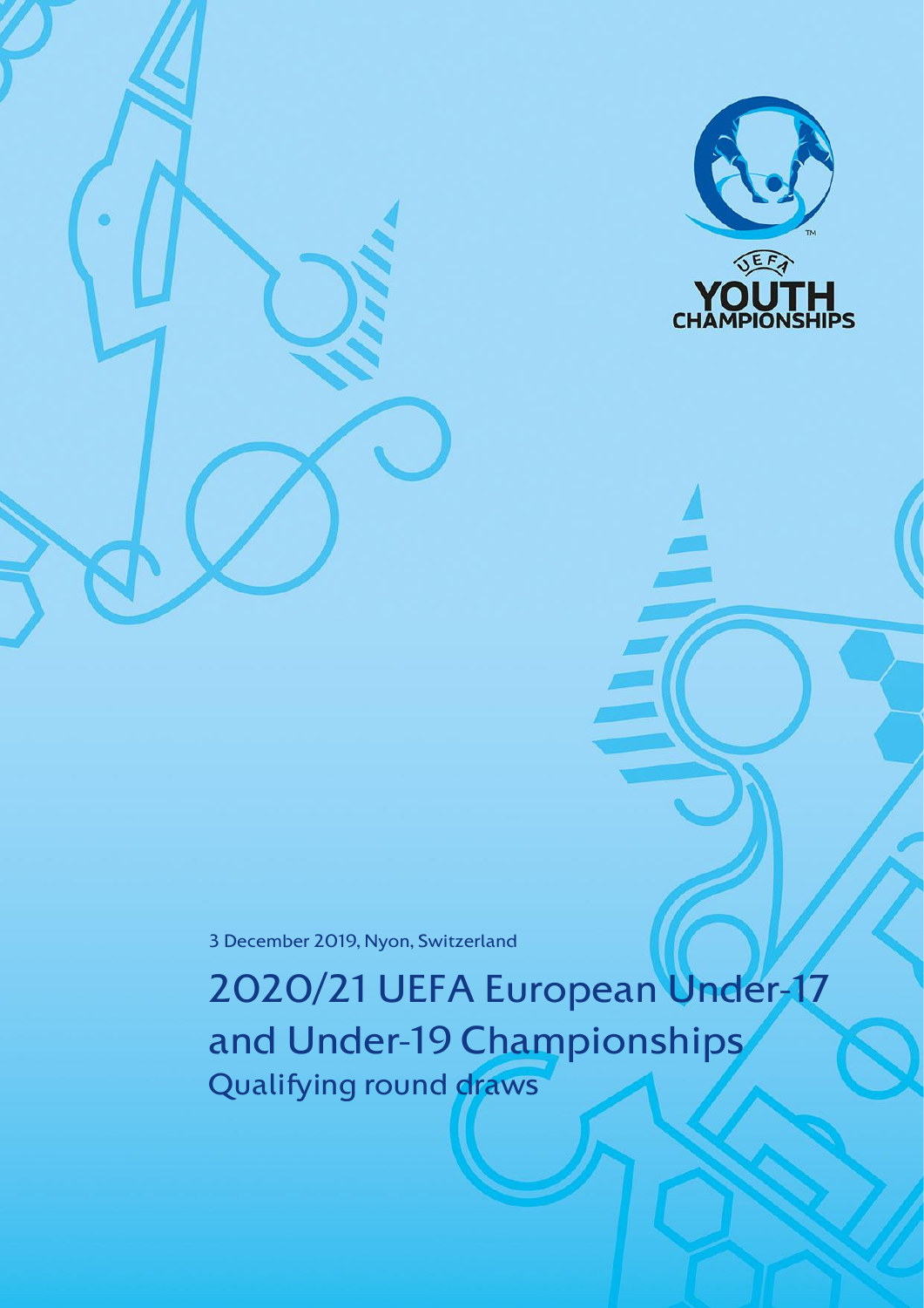3 December 2019, Nyon, Switzerland

# 2020/21 UEFA European Under-17 and Under-19 Championships

## Qualifying round draws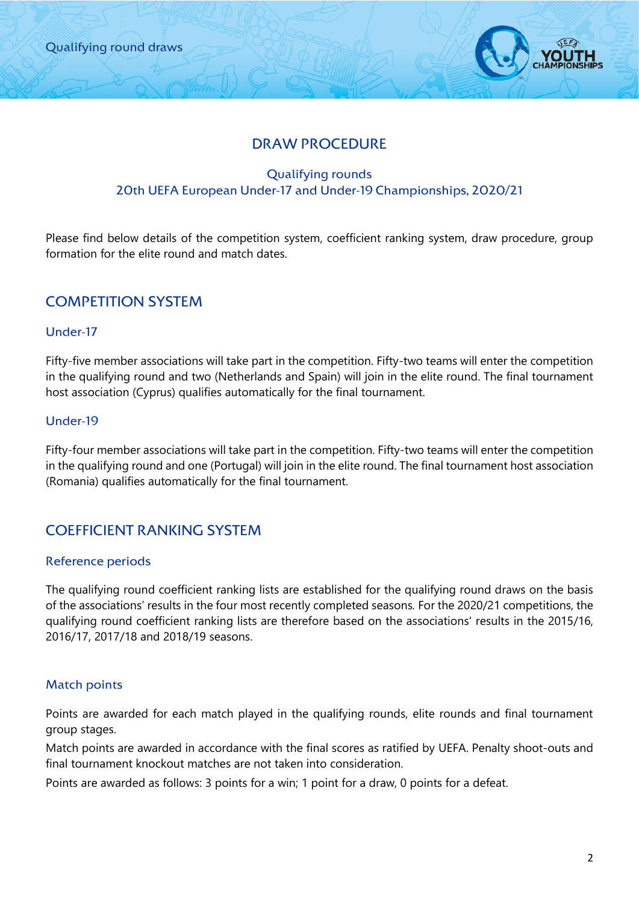# DRAW PROCEDURE

### Qualifying rounds
### 20th UEFA European Under-17 and Under-19 Championships, 2020/21

Please find below details of the competition system, coefficient ranking system, draw procedure, group formation for the elite round and match dates.

## COMPETITION SYSTEM

### Under-17

Fifty-five member associations will take part in the competition. Fifty-two teams will enter the competition in the qualifying round and two (Netherlands and Spain) will join in the elite round. The final tournament host association (Cyprus) qualifies automatically for the final tournament.

### Under-19

Fifty-four member associations will take part in the competition. Fifty-two teams will enter the competition in the qualifying round and one (Portugal) will join in the elite round. The final tournament host association (Romania) qualifies automatically for the final tournament.

## COEFFICIENT RANKING SYSTEM

### Reference periods

The qualifying round coefficient ranking lists are established for the qualifying round draws on the basis of the associations' results in the four most recently completed seasons. For the 2020/21 competitions, the qualifying round coefficient ranking lists are therefore based on the associations' results in the 2015/16, 2016/17, 2017/18 and 2018/19 seasons.

### Match points

Points are awarded for each match played in the qualifying rounds, elite rounds and final tournament group stages.

Match points are awarded in accordance with the final scores as ratified by UEFA. Penalty shoot-outs and final tournament knockout matches are not taken into consideration.

Points are awarded as follows: 3 points for a win; 1 point for a draw, 0 points for a defeat.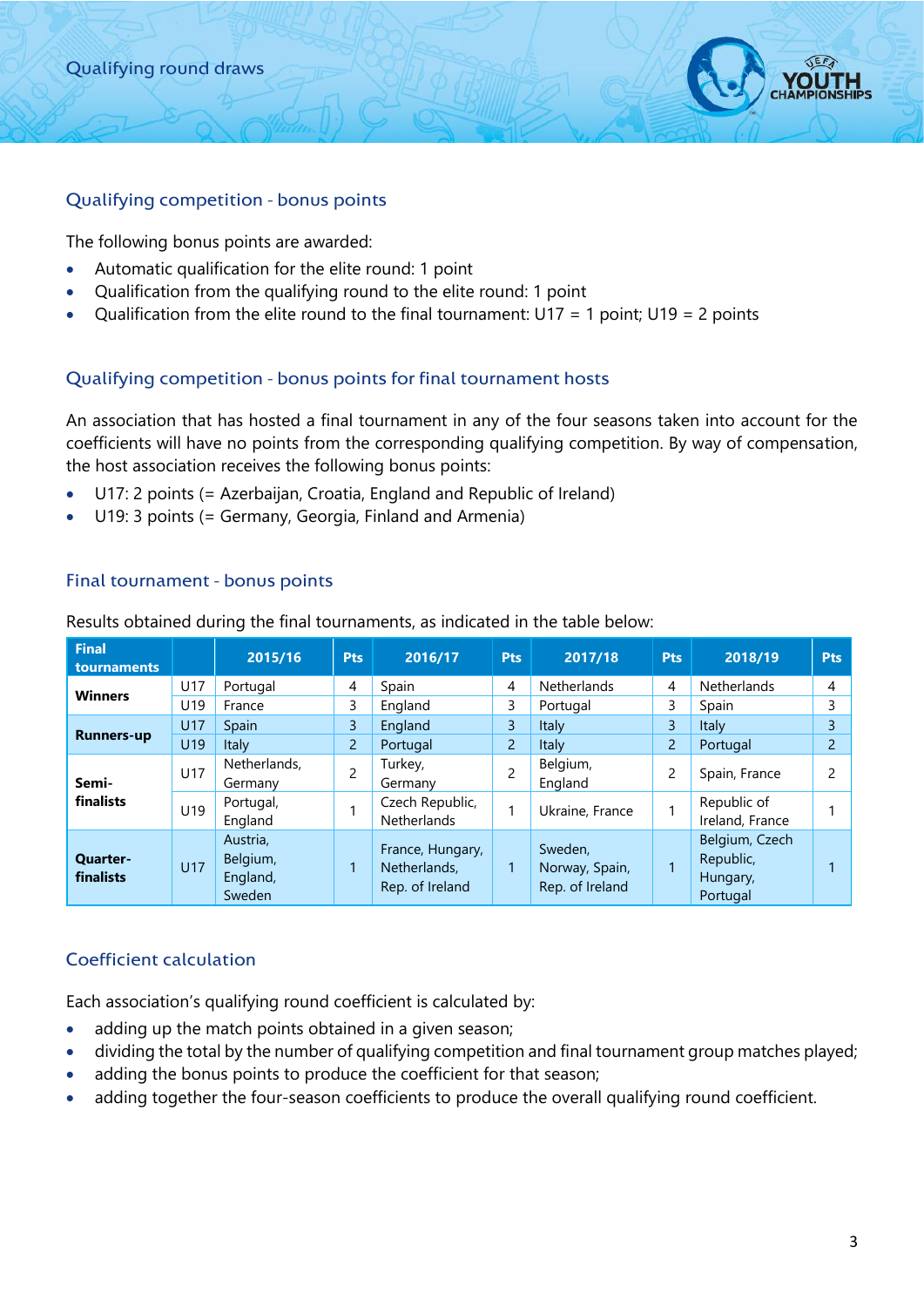## Qualifying competition - bonus points

The following bonus points are awarded:

- Automatic qualification for the elite round: 1 point
- Qualification from the qualifying round to the elite round: 1 point
- Qualification from the elite round to the final tournament: U17 = 1 point; U19 = 2 points

## Qualifying competition - bonus points for final tournament hosts

An association that has hosted a final tournament in any of the four seasons taken into account for the coefficients will have no points from the corresponding qualifying competition. By way of compensation, the host association receives the following bonus points:

- U17: 2 points (= Azerbaijan, Croatia, England and Republic of Ireland)
- U19: 3 points (= Germany, Georgia, Finland and Armenia)

## Final tournament - bonus points

Results obtained during the final tournaments, as indicated in the table below:

| Final tournaments | | 2015/16 | Pts | 2016/17 | Pts | 2017/18 | Pts | 2018/19 | Pts |
|---|---|---|---|---|---|---|---|---|---|
| Winners | U17 | Portugal | 4 | Spain | 4 | Netherlands | 4 | Netherlands | 4 |
| | U19 | France | 3 | England | 3 | Portugal | 3 | Spain | 3 |
| Runners-up | U17 | Spain | 3 | England | 3 | Italy | 3 | Italy | 3 |
| | U19 | Italy | 2 | Portugal | 2 | Italy | 2 | Portugal | 2 |
| Semi-finalists | U17 | Netherlands, Germany | 2 | Turkey, Germany | 2 | Belgium, England | 2 | Spain, France | 2 |
| | U19 | Portugal, England | 1 | Czech Republic, Netherlands | 1 | Ukraine, France | 1 | Republic of Ireland, France | 1 |
| Quarter-finalists | U17 | Austria, Belgium, England, Sweden | 1 | France, Hungary, Netherlands, Rep. of Ireland | 1 | Sweden, Norway, Spain, Rep. of Ireland | 1 | Belgium, Czech Republic, Hungary, Portugal | 1 |

## Coefficient calculation

Each association's qualifying round coefficient is calculated by:

- adding up the match points obtained in a given season;
- dividing the total by the number of qualifying competition and final tournament group matches played;
- adding the bonus points to produce the coefficient for that season;
- adding together the four-season coefficients to produce the overall qualifying round coefficient.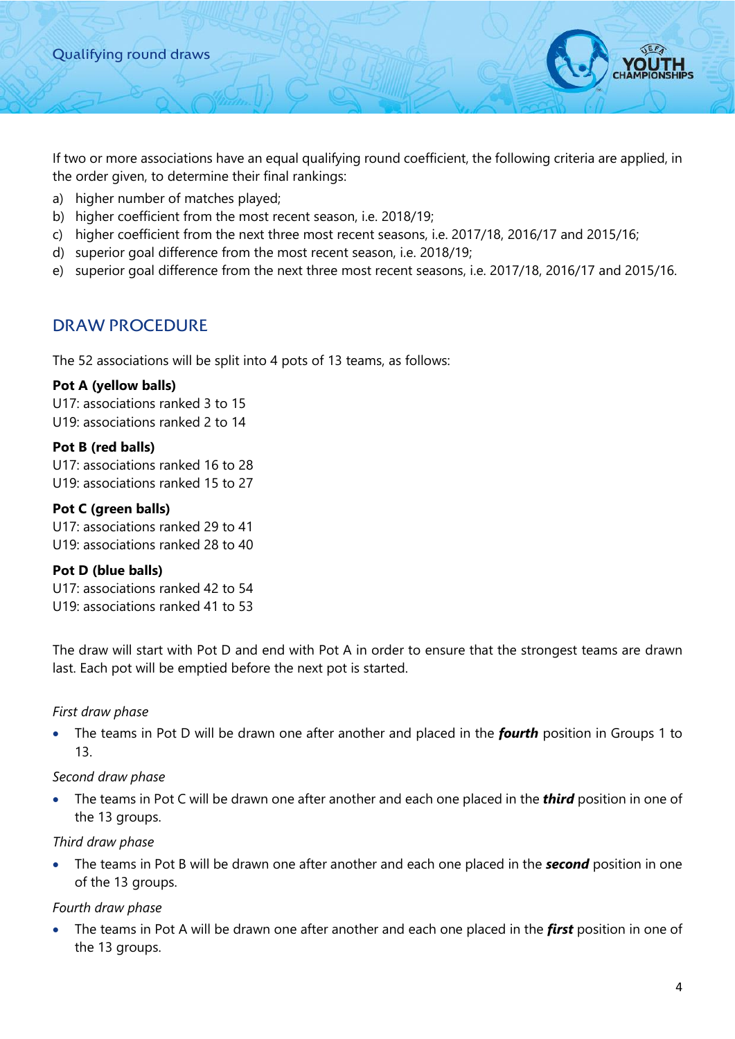If two or more associations have an equal qualifying round coefficient, the following criteria are applied, in the order given, to determine their final rankings:

a) higher number of matches played;
b) higher coefficient from the most recent season, i.e. 2018/19;
c) higher coefficient from the next three most recent seasons, i.e. 2017/18, 2016/17 and 2015/16;
d) superior goal difference from the most recent season, i.e. 2018/19;
e) superior goal difference from the next three most recent seasons, i.e. 2017/18, 2016/17 and 2015/16.

## DRAW PROCEDURE

The 52 associations will be split into 4 pots of 13 teams, as follows:

**Pot A (yellow balls)**
U17: associations ranked 3 to 15
U19: associations ranked 2 to 14

**Pot B (red balls)**
U17: associations ranked 16 to 28
U19: associations ranked 15 to 27

**Pot C (green balls)**
U17: associations ranked 29 to 41
U19: associations ranked 28 to 40

**Pot D (blue balls)**
U17: associations ranked 42 to 54
U19: associations ranked 41 to 53

The draw will start with Pot D and end with Pot A in order to ensure that the strongest teams are drawn last. Each pot will be emptied before the next pot is started.

*First draw phase*

- The teams in Pot D will be drawn one after another and placed in the ***fourth*** position in Groups 1 to 13.

*Second draw phase*

- The teams in Pot C will be drawn one after another and each one placed in the ***third*** position in one of the 13 groups.

*Third draw phase*

- The teams in Pot B will be drawn one after another and each one placed in the ***second*** position in one of the 13 groups.

*Fourth draw phase*

- The teams in Pot A will be drawn one after another and each one placed in the ***first*** position in one of the 13 groups.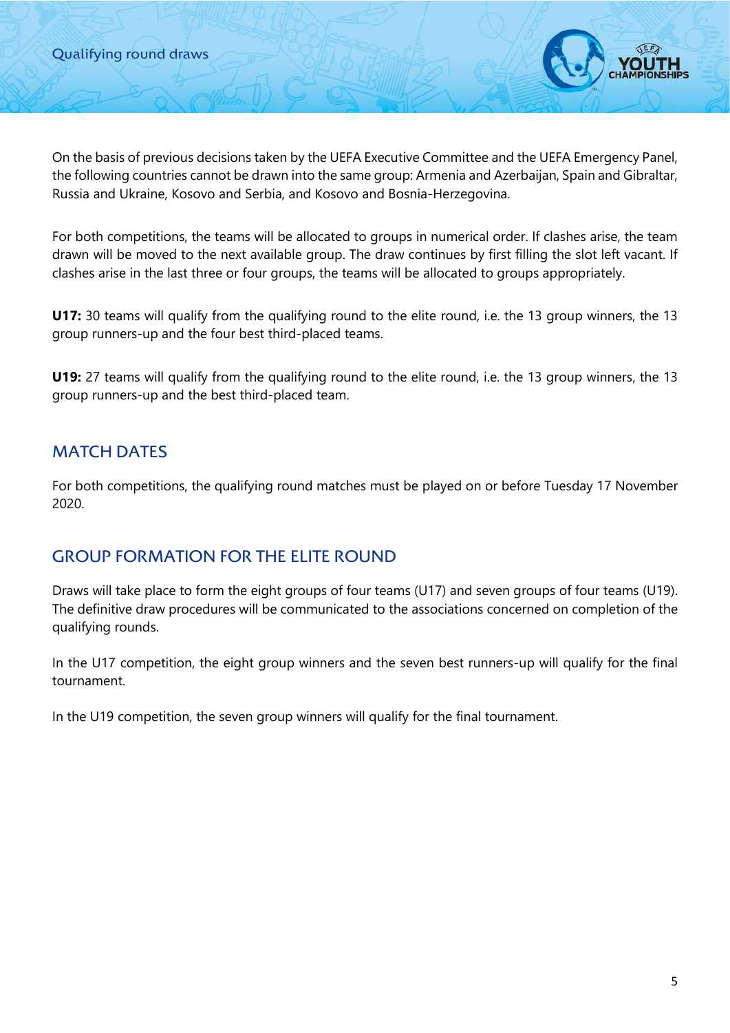On the basis of previous decisions taken by the UEFA Executive Committee and the UEFA Emergency Panel, the following countries cannot be drawn into the same group: Armenia and Azerbaijan, Spain and Gibraltar, Russia and Ukraine, Kosovo and Serbia, and Kosovo and Bosnia-Herzegovina.

For both competitions, the teams will be allocated to groups in numerical order. If clashes arise, the team drawn will be moved to the next available group. The draw continues by first filling the slot left vacant. If clashes arise in the last three or four groups, the teams will be allocated to groups appropriately.

**U17:** 30 teams will qualify from the qualifying round to the elite round, i.e. the 13 group winners, the 13 group runners-up and the four best third-placed teams.

**U19:** 27 teams will qualify from the qualifying round to the elite round, i.e. the 13 group winners, the 13 group runners-up and the best third-placed team.

## MATCH DATES

For both competitions, the qualifying round matches must be played on or before Tuesday 17 November 2020.

## GROUP FORMATION FOR THE ELITE ROUND

Draws will take place to form the eight groups of four teams (U17) and seven groups of four teams (U19). The definitive draw procedures will be communicated to the associations concerned on completion of the qualifying rounds.

In the U17 competition, the eight group winners and the seven best runners-up will qualify for the final tournament.

In the U19 competition, the seven group winners will qualify for the final tournament.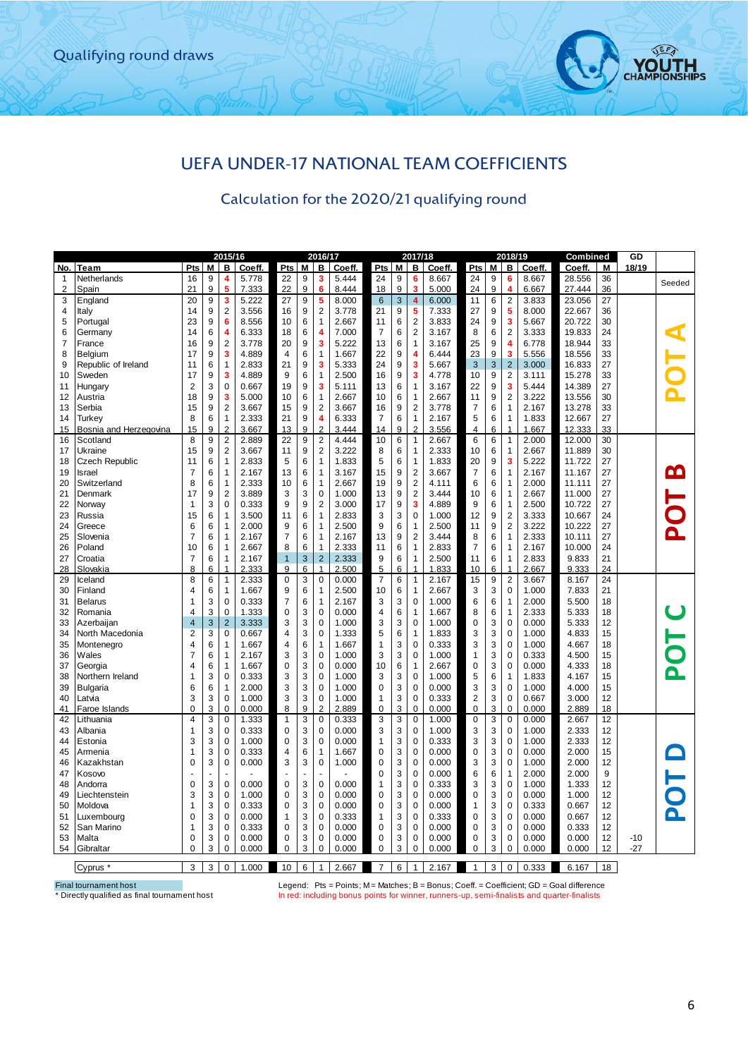Qualifying round draws

## UEFA UNDER-17 NATIONAL TEAM COEFFICIENTS

### Calculation for the 2020/21 qualifying round

| No. | Team | 2015/16 Pts | M | B | Coeff. | 2016/17 Pts | M | B | Coeff. | 2017/18 Pts | M | B | Coeff. | 2018/19 Pts | M | B | Coeff. | Combined Coeff. | M | GD 18/19 | |
|---|---|---|---|---|---|---|---|---|---|---|---|---|---|---|---|---|---|---|---|---|---|
| 1 | Netherlands | 16 | 9 | 4 | 5.778 | 22 | 9 | 3 | 5.444 | 24 | 9 | 6 | 8.667 | 24 | 9 | 6 | 8.667 | 28.556 | 36 | | Seeded |
| 2 | Spain | 21 | 9 | 5 | 7.333 | 22 | 9 | 6 | 8.444 | 18 | 9 | 3 | 5.000 | 24 | 9 | 4 | 6.667 | 27.444 | 36 | | Seeded |
| 3 | England | 20 | 9 | 3 | 5.222 | 27 | 9 | 5 | 8.000 | 6 | 3 | 4 | 6.000 | 11 | 6 | 2 | 3.833 | 23.056 | 27 | | POT A |
| 4 | Italy | 14 | 9 | 2 | 3.556 | 16 | 9 | 2 | 3.778 | 21 | 9 | 5 | 7.333 | 27 | 9 | 5 | 8.000 | 22.667 | 36 | | POT A |
| 5 | Portugal | 23 | 9 | 6 | 8.556 | 10 | 6 | 1 | 2.667 | 11 | 6 | 2 | 3.833 | 24 | 9 | 3 | 5.667 | 20.722 | 30 | | POT A |
| 6 | Germany | 14 | 6 | 4 | 6.333 | 18 | 6 | 4 | 7.000 | 7 | 6 | 2 | 3.167 | 8 | 6 | 2 | 3.333 | 19.833 | 24 | | POT A |
| 7 | France | 16 | 9 | 2 | 3.778 | 20 | 9 | 3 | 5.222 | 13 | 6 | 1 | 3.167 | 25 | 9 | 4 | 6.778 | 18.944 | 33 | | POT A |
| 8 | Belgium | 17 | 9 | 3 | 4.889 | 4 | 6 | 1 | 1.667 | 22 | 9 | 4 | 6.444 | 23 | 9 | 3 | 5.556 | 18.556 | 33 | | POT A |
| 9 | Republic of Ireland | 11 | 6 | 1 | 2.833 | 21 | 9 | 3 | 5.333 | 24 | 9 | 3 | 5.667 | 3 | 3 | 2 | 3.000 | 16.833 | 27 | | POT A |
| 10 | Sweden | 17 | 9 | 3 | 4.889 | 9 | 6 | 1 | 2.500 | 16 | 9 | 3 | 4.778 | 10 | 9 | 2 | 3.111 | 15.278 | 33 | | POT A |
| 11 | Hungary | 2 | 3 | 0 | 0.667 | 19 | 9 | 3 | 5.111 | 13 | 6 | 1 | 3.167 | 22 | 9 | 3 | 5.444 | 14.389 | 27 | | POT A |
| 12 | Austria | 18 | 9 | 3 | 5.000 | 10 | 6 | 1 | 2.667 | 10 | 6 | 1 | 2.667 | 11 | 9 | 2 | 3.222 | 13.556 | 30 | | POT A |
| 13 | Serbia | 15 | 9 | 2 | 3.667 | 15 | 9 | 2 | 3.667 | 16 | 9 | 2 | 3.778 | 7 | 6 | 1 | 2.167 | 13.278 | 33 | | POT A |
| 14 | Turkey | 8 | 6 | 1 | 2.333 | 21 | 9 | 4 | 6.333 | 7 | 6 | 1 | 2.167 | 5 | 6 | 1 | 1.833 | 12.667 | 27 | | POT A |
| 15 | Bosnia and Herzegovina | 15 | 9 | 2 | 3.667 | 13 | 9 | 2 | 3.444 | 14 | 9 | 2 | 3.556 | 4 | 6 | 1 | 1.667 | 12.333 | 33 | | POT A |
| 16 | Scotland | 8 | 9 | 2 | 2.889 | 22 | 9 | 2 | 4.444 | 10 | 6 | 1 | 2.667 | 6 | 6 | 1 | 2.000 | 12.000 | 30 | | POT B |
| 17 | Ukraine | 15 | 9 | 2 | 3.667 | 11 | 9 | 2 | 3.222 | 8 | 6 | 1 | 2.333 | 10 | 6 | 1 | 2.667 | 11.889 | 30 | | POT B |
| 18 | Czech Republic | 11 | 6 | 1 | 2.833 | 5 | 6 | 1 | 1.833 | 5 | 6 | 1 | 1.833 | 20 | 9 | 3 | 5.222 | 11.722 | 27 | | POT B |
| 19 | Israel | 7 | 6 | 1 | 2.167 | 13 | 6 | 1 | 3.167 | 15 | 9 | 2 | 3.667 | 7 | 6 | 1 | 2.167 | 11.167 | 27 | | POT B |
| 20 | Switzerland | 8 | 6 | 1 | 2.333 | 10 | 6 | 1 | 2.667 | 19 | 9 | 2 | 4.111 | 6 | 6 | 1 | 2.000 | 11.111 | 27 | | POT B |
| 21 | Denmark | 17 | 9 | 2 | 3.889 | 3 | 3 | 0 | 1.000 | 13 | 9 | 2 | 3.444 | 10 | 6 | 1 | 2.667 | 11.000 | 27 | | POT B |
| 22 | Norway | 1 | 3 | 0 | 0.333 | 9 | 9 | 2 | 3.000 | 17 | 9 | 3 | 4.889 | 9 | 6 | 1 | 2.500 | 10.722 | 27 | | POT B |
| 23 | Russia | 15 | 6 | 1 | 3.500 | 11 | 6 | 1 | 2.833 | 3 | 3 | 0 | 1.000 | 12 | 9 | 2 | 3.333 | 10.667 | 24 | | POT B |
| 24 | Greece | 6 | 6 | 1 | 2.000 | 9 | 6 | 1 | 2.500 | 9 | 6 | 1 | 2.500 | 11 | 9 | 2 | 3.222 | 10.222 | 27 | | POT B |
| 25 | Slovenia | 7 | 6 | 1 | 2.167 | 7 | 6 | 1 | 2.167 | 13 | 9 | 2 | 3.444 | 8 | 6 | 1 | 2.333 | 10.111 | 27 | | POT B |
| 26 | Poland | 10 | 6 | 1 | 2.667 | 8 | 6 | 1 | 2.333 | 11 | 6 | 1 | 2.833 | 7 | 6 | 1 | 2.167 | 10.000 | 24 | | POT B |
| 27 | Croatia | 7 | 6 | 1 | 2.167 | 1 | 3 | 2 | 2.333 | 9 | 6 | 1 | 2.500 | 11 | 6 | 1 | 2.833 | 9.833 | 21 | | POT B |
| 28 | Slovakia | 8 | 6 | 1 | 2.333 | 9 | 6 | 1 | 2.500 | 5 | 6 | 1 | 1.833 | 10 | 6 | 1 | 2.667 | 9.333 | 24 | | POT B |
| 29 | Iceland | 8 | 6 | 1 | 2.333 | 0 | 3 | 0 | 0.000 | 7 | 6 | 1 | 2.167 | 15 | 9 | 2 | 3.667 | 8.167 | 24 | | POT C |
| 30 | Finland | 4 | 6 | 1 | 1.667 | 9 | 6 | 1 | 2.500 | 10 | 6 | 1 | 2.667 | 3 | 3 | 0 | 1.000 | 7.833 | 21 | | POT C |
| 31 | Belarus | 1 | 3 | 0 | 0.333 | 7 | 6 | 1 | 2.167 | 3 | 3 | 0 | 1.000 | 6 | 6 | 1 | 2.000 | 5.500 | 18 | | POT C |
| 32 | Romania | 4 | 3 | 0 | 1.333 | 0 | 3 | 0 | 0.000 | 4 | 6 | 1 | 1.667 | 8 | 6 | 1 | 2.333 | 5.333 | 18 | | POT C |
| 33 | Azerbaijan | 4 | 3 | 2 | 3.333 | 3 | 3 | 0 | 1.000 | 3 | 3 | 0 | 1.000 | 0 | 3 | 0 | 0.000 | 5.333 | 12 | | POT C |
| 34 | North Macedonia | 2 | 3 | 0 | 0.667 | 4 | 3 | 0 | 1.333 | 5 | 6 | 1 | 1.833 | 3 | 3 | 0 | 1.000 | 4.833 | 15 | | POT C |
| 35 | Montenegro | 4 | 6 | 1 | 1.667 | 4 | 6 | 1 | 1.667 | 1 | 3 | 0 | 0.333 | 3 | 3 | 0 | 1.000 | 4.667 | 18 | | POT C |
| 36 | Wales | 7 | 6 | 1 | 2.167 | 3 | 3 | 0 | 1.000 | 3 | 3 | 0 | 1.000 | 1 | 3 | 0 | 0.333 | 4.500 | 15 | | POT C |
| 37 | Georgia | 4 | 6 | 1 | 1.667 | 0 | 3 | 0 | 0.000 | 10 | 6 | 1 | 2.667 | 0 | 3 | 0 | 0.000 | 4.333 | 18 | | POT C |
| 38 | Northern Ireland | 1 | 3 | 0 | 0.333 | 3 | 3 | 0 | 1.000 | 3 | 3 | 0 | 1.000 | 5 | 6 | 1 | 1.833 | 4.167 | 15 | | POT C |
| 39 | Bulgaria | 6 | 6 | 1 | 2.000 | 3 | 3 | 0 | 1.000 | 0 | 3 | 0 | 0.000 | 3 | 3 | 0 | 1.000 | 4.000 | 15 | | POT C |
| 40 | Latvia | 3 | 3 | 0 | 1.000 | 3 | 3 | 0 | 1.000 | 1 | 3 | 0 | 0.333 | 2 | 3 | 0 | 0.667 | 3.000 | 12 | | POT C |
| 41 | Faroe Islands | 0 | 3 | 0 | 0.000 | 8 | 9 | 2 | 2.889 | 0 | 3 | 0 | 0.000 | 0 | 3 | 0 | 0.000 | 2.889 | 18 | | POT C |
| 42 | Lithuania | 4 | 3 | 0 | 1.333 | 1 | 3 | 0 | 0.333 | 3 | 3 | 0 | 1.000 | 0 | 3 | 0 | 0.000 | 2.667 | 12 | | POT D |
| 43 | Albania | 1 | 3 | 0 | 0.333 | 0 | 3 | 0 | 0.000 | 3 | 3 | 0 | 1.000 | 3 | 3 | 0 | 1.000 | 2.333 | 12 | | POT D |
| 44 | Estonia | 3 | 3 | 0 | 1.000 | 0 | 3 | 0 | 0.000 | 1 | 3 | 0 | 0.333 | 3 | 3 | 0 | 1.000 | 2.333 | 12 | | POT D |
| 45 | Armenia | 1 | 3 | 0 | 0.333 | 4 | 6 | 1 | 1.667 | 0 | 3 | 0 | 0.000 | 0 | 3 | 0 | 0.000 | 2.000 | 15 | | POT D |
| 46 | Kazakhstan | 0 | 3 | 0 | 0.000 | 3 | 3 | 0 | 1.000 | 0 | 3 | 0 | 0.000 | 3 | 3 | 0 | 1.000 | 2.000 | 12 | | POT D |
| 47 | Kosovo | - | - | - | - | - | - | - | - | 0 | 3 | 0 | 0.000 | 6 | 6 | 1 | 2.000 | 2.000 | 9 | | POT D |
| 48 | Andorra | 0 | 3 | 0 | 0.000 | 0 | 3 | 0 | 0.000 | 1 | 3 | 0 | 0.333 | 3 | 3 | 0 | 1.000 | 1.333 | 12 | | POT D |
| 49 | Liechtenstein | 3 | 3 | 0 | 1.000 | 0 | 3 | 0 | 0.000 | 0 | 3 | 0 | 0.000 | 0 | 3 | 0 | 0.000 | 1.000 | 12 | | POT D |
| 50 | Moldova | 1 | 3 | 0 | 0.333 | 0 | 3 | 0 | 0.000 | 0 | 3 | 0 | 0.000 | 1 | 3 | 0 | 0.333 | 0.667 | 12 | | POT D |
| 51 | Luxembourg | 0 | 3 | 0 | 0.000 | 1 | 3 | 0 | 0.333 | 1 | 3 | 0 | 0.333 | 0 | 3 | 0 | 0.000 | 0.667 | 12 | | POT D |
| 52 | San Marino | 1 | 3 | 0 | 0.333 | 0 | 3 | 0 | 0.000 | 0 | 3 | 0 | 0.000 | 0 | 3 | 0 | 0.000 | 0.333 | 12 | | POT D |
| 53 | Malta | 0 | 3 | 0 | 0.000 | 0 | 3 | 0 | 0.000 | 0 | 3 | 0 | 0.000 | 0 | 3 | 0 | 0.000 | 0.000 | 12 | -10 | POT D |
| 54 | Gibraltar | 0 | 3 | 0 | 0.000 | 0 | 3 | 0 | 0.000 | 0 | 3 | 0 | 0.000 | 0 | 3 | 0 | 0.000 | 0.000 | 12 | -27 | POT D |
| | Cyprus * | 3 | 3 | 0 | 1.000 | 10 | 6 | 1 | 2.667 | 7 | 6 | 1 | 2.167 | 1 | 3 | 0 | 0.333 | 6.167 | 18 | | |

Final tournament host

* Directly qualified as final tournament host

Legend: Pts = Points; M = Matches; B = Bonus; Coeff. = Coefficient; GD = Goal difference

In red: including bonus points for winner, runners-up, semi-finalists and quarter-finalists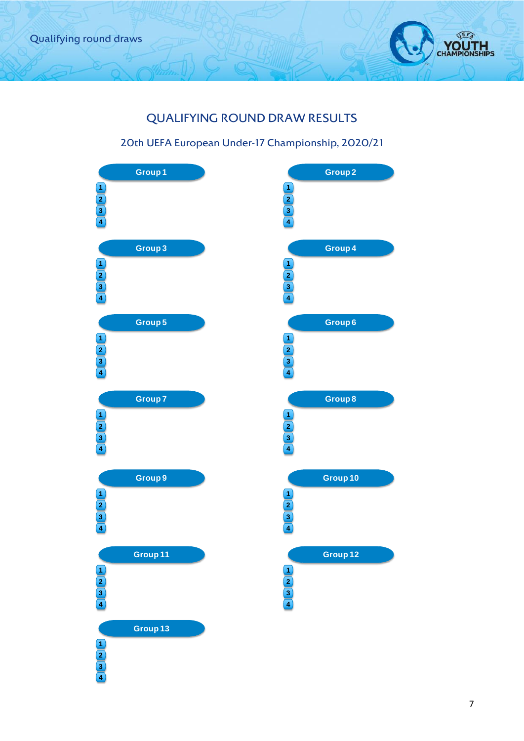# QUALIFYING ROUND DRAW RESULTS

## 20th UEFA European Under-17 Championship, 2020/21

**Group 1**

1. 
2. 
3. 
4. 

**Group 2**

1. 
2. 
3. 
4. 

**Group 3**

1. 
2. 
3. 
4. 

**Group 4**

1. 
2. 
3. 
4. 

**Group 5**

1. 
2. 
3. 
4. 

**Group 6**

1. 
2. 
3. 
4. 

**Group 7**

1. 
2. 
3. 
4. 

**Group 8**

1. 
2. 
3. 
4. 

**Group 9**

1. 
2. 
3. 
4. 

**Group 10**

1. 
2. 
3. 
4. 

**Group 11**

1. 
2. 
3. 
4. 

**Group 12**

1. 
2. 
3. 
4. 

**Group 13**

1. 
2. 
3. 
4.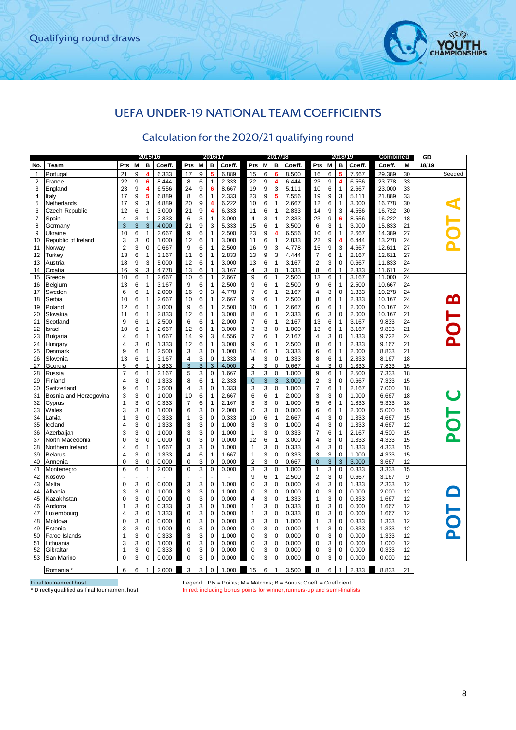Qualifying round draws

## UEFA UNDER-19 NATIONAL TEAM COEFFICIENTS

### Calculation for the 2020/21 qualifying round

| No. | Team | 2015/16 Pts | M | B | Coeff. | 2016/17 Pts | M | B | Coeff. | 2017/18 Pts | M | B | Coeff. | 2018/19 Pts | M | B | Coeff. | Combined Coeff. | M | GD 18/19 | |
|---|---|---|---|---|---|---|---|---|---|---|---|---|---|---|---|---|---|---|---|---|---|
| 1 | Portugal | 21 | 9 | 4 | 6.333 | 17 | 9 | 5 | 6.889 | 15 | 6 | 6 | 8.500 | 16 | 6 | 5 | 7.667 | 29.389 | 30 | | Seeded |
| 2 | France | 22 | 9 | 6 | 8.444 | 8 | 6 | 1 | 2.333 | 22 | 9 | 4 | 6.444 | 23 | 9 | 4 | 6.556 | 23.778 | 33 | | POT A |
| 3 | England | 23 | 9 | 4 | 6.556 | 24 | 9 | 6 | 8.667 | 19 | 9 | 3 | 5.111 | 10 | 6 | 1 | 2.667 | 23.000 | 33 | | |
| 4 | Italy | 17 | 9 | 5 | 6.889 | 8 | 6 | 1 | 2.333 | 19 | 9 | 5 | 7.556 | 19 | 9 | 3 | 5.111 | 21.889 | 33 | | |
| 5 | Netherlands | 17 | 9 | 3 | 4.889 | 20 | 9 | 4 | 6.222 | 10 | 6 | 1 | 2.667 | 12 | 6 | 1 | 3.000 | 16.778 | 30 | | |
| 6 | Czech Republic | 12 | 6 | 1 | 3.000 | 21 | 9 | 4 | 6.333 | 11 | 6 | 1 | 2.833 | 14 | 9 | 3 | 4.556 | 16.722 | 30 | | |
| 7 | Spain | 4 | 3 | 1 | 2.333 | 6 | 3 | 1 | 3.000 | 4 | 3 | 1 | 2.333 | 23 | 9 | 6 | 8.556 | 16.222 | 18 | | |
| 8 | Germany | 3 | 3 | 3 | 4.000 | 21 | 9 | 3 | 5.333 | 15 | 6 | 1 | 3.500 | 6 | 3 | 1 | 3.000 | 15.833 | 21 | | |
| 9 | Ukraine | 10 | 6 | 1 | 2.667 | 9 | 6 | 1 | 2.500 | 23 | 9 | 4 | 6.556 | 10 | 6 | 1 | 2.667 | 14.389 | 27 | | |
| 10 | Republic of Ireland | 3 | 3 | 0 | 1.000 | 12 | 6 | 1 | 3.000 | 11 | 6 | 1 | 2.833 | 22 | 9 | 4 | 6.444 | 13.278 | 24 | | |
| 11 | Norway | 2 | 3 | 0 | 0.667 | 9 | 6 | 1 | 2.500 | 16 | 9 | 3 | 4.778 | 15 | 9 | 3 | 4.667 | 12.611 | 27 | | |
| 12 | Turkey | 13 | 6 | 1 | 3.167 | 11 | 6 | 1 | 2.833 | 13 | 9 | 3 | 4.444 | 7 | 6 | 1 | 2.167 | 12.611 | 27 | | |
| 13 | Austria | 18 | 9 | 3 | 5.000 | 12 | 6 | 1 | 3.000 | 13 | 6 | 1 | 3.167 | 2 | 3 | 0 | 0.667 | 11.833 | 24 | | |
| 14 | Croatia | 16 | 9 | 3 | 4.778 | 13 | 6 | 1 | 3.167 | 4 | 3 | 0 | 1.333 | 8 | 6 | 1 | 2.333 | 11.611 | 24 | | |
| 15 | Greece | 10 | 6 | 1 | 2.667 | 10 | 6 | 1 | 2.667 | 9 | 6 | 1 | 2.500 | 13 | 6 | 1 | 3.167 | 11.000 | 24 | | POT B |
| 16 | Belgium | 13 | 6 | 1 | 3.167 | 9 | 6 | 1 | 2.500 | 9 | 6 | 1 | 2.500 | 9 | 6 | 1 | 2.500 | 10.667 | 24 | | |
| 17 | Sweden | 6 | 6 | 1 | 2.000 | 16 | 9 | 3 | 4.778 | 7 | 6 | 1 | 2.167 | 4 | 3 | 0 | 1.333 | 10.278 | 24 | | |
| 18 | Serbia | 10 | 6 | 1 | 2.667 | 10 | 6 | 1 | 2.667 | 9 | 6 | 1 | 2.500 | 8 | 6 | 1 | 2.333 | 10.167 | 24 | | |
| 19 | Poland | 12 | 6 | 1 | 3.000 | 9 | 6 | 1 | 2.500 | 10 | 6 | 1 | 2.667 | 6 | 6 | 1 | 2.000 | 10.167 | 24 | | |
| 20 | Slovakia | 11 | 6 | 1 | 2.833 | 12 | 6 | 1 | 3.000 | 8 | 6 | 1 | 2.333 | 6 | 3 | 0 | 2.000 | 10.167 | 21 | | |
| 21 | Scotland | 9 | 6 | 1 | 2.500 | 6 | 6 | 1 | 2.000 | 7 | 6 | 1 | 2.167 | 13 | 6 | 1 | 3.167 | 9.833 | 24 | | |
| 22 | Israel | 10 | 6 | 1 | 2.667 | 12 | 6 | 1 | 3.000 | 3 | 3 | 0 | 1.000 | 13 | 6 | 1 | 3.167 | 9.833 | 21 | | |
| 23 | Bulgaria | 4 | 6 | 1 | 1.667 | 14 | 9 | 3 | 4.556 | 7 | 6 | 1 | 2.167 | 4 | 3 | 0 | 1.333 | 9.722 | 24 | | |
| 24 | Hungary | 4 | 3 | 0 | 1.333 | 12 | 6 | 1 | 3.000 | 9 | 6 | 1 | 2.500 | 8 | 6 | 1 | 2.333 | 9.167 | 21 | | |
| 25 | Denmark | 9 | 6 | 1 | 2.500 | 3 | 3 | 0 | 1.000 | 14 | 6 | 1 | 3.333 | 6 | 6 | 1 | 2.000 | 8.833 | 21 | | |
| 26 | Slovenia | 13 | 6 | 1 | 3.167 | 4 | 3 | 0 | 1.333 | 4 | 3 | 0 | 1.333 | 8 | 6 | 1 | 2.333 | 8.167 | 18 | | |
| 27 | Georgia | 5 | 6 | 1 | 1.833 | 3 | 3 | 3 | 4.000 | 2 | 3 | 0 | 0.667 | 4 | 3 | 0 | 1.333 | 7.833 | 15 | | |
| 28 | Russia | 7 | 6 | 1 | 2.167 | 5 | 3 | 0 | 1.667 | 3 | 3 | 0 | 1.000 | 9 | 6 | 1 | 2.500 | 7.333 | 18 | | POT C |
| 29 | Finland | 4 | 3 | 0 | 1.333 | 8 | 6 | 1 | 2.333 | 0 | 3 | 3 | 3.000 | 2 | 3 | 0 | 0.667 | 7.333 | 15 | | |
| 30 | Switzerland | 9 | 6 | 1 | 2.500 | 4 | 3 | 0 | 1.333 | 3 | 3 | 0 | 1.000 | 7 | 6 | 1 | 2.167 | 7.000 | 18 | | |
| 31 | Bosnia and Herzegovina | 3 | 3 | 0 | 1.000 | 10 | 6 | 1 | 2.667 | 6 | 6 | 1 | 2.000 | 3 | 3 | 0 | 1.000 | 6.667 | 18 | | |
| 32 | Cyprus | 1 | 3 | 0 | 0.333 | 7 | 6 | 1 | 2.167 | 3 | 3 | 0 | 1.000 | 5 | 6 | 1 | 1.833 | 5.333 | 18 | | |
| 33 | Wales | 3 | 3 | 0 | 1.000 | 6 | 3 | 0 | 2.000 | 0 | 3 | 0 | 0.000 | 6 | 6 | 1 | 2.000 | 5.000 | 15 | | |
| 34 | Latvia | 1 | 3 | 0 | 0.333 | 1 | 3 | 0 | 0.333 | 10 | 6 | 1 | 2.667 | 4 | 3 | 0 | 1.333 | 4.667 | 15 | | |
| 35 | Iceland | 4 | 3 | 0 | 1.333 | 3 | 3 | 0 | 1.000 | 3 | 3 | 0 | 1.000 | 4 | 3 | 0 | 1.333 | 4.667 | 12 | | |
| 36 | Azerbaijan | 3 | 3 | 0 | 1.000 | 3 | 3 | 0 | 1.000 | 1 | 3 | 0 | 0.333 | 7 | 6 | 1 | 2.167 | 4.500 | 15 | | |
| 37 | North Macedonia | 0 | 3 | 0 | 0.000 | 0 | 3 | 0 | 0.000 | 12 | 6 | 1 | 3.000 | 4 | 3 | 0 | 1.333 | 4.333 | 15 | | |
| 38 | Northern Ireland | 4 | 6 | 1 | 1.667 | 3 | 3 | 0 | 1.000 | 1 | 3 | 0 | 0.333 | 4 | 3 | 0 | 1.333 | 4.333 | 15 | | |
| 39 | Belarus | 4 | 3 | 0 | 1.333 | 4 | 6 | 1 | 1.667 | 1 | 3 | 0 | 0.333 | 3 | 3 | 0 | 1.000 | 4.333 | 15 | | |
| 40 | Armenia | 0 | 3 | 0 | 0.000 | 0 | 3 | 0 | 0.000 | 2 | 3 | 0 | 0.667 | 0 | 3 | 3 | 3.000 | 3.667 | 12 | | |
| 41 | Montenegro | 6 | 6 | 1 | 2.000 | 0 | 3 | 0 | 0.000 | 3 | 3 | 0 | 1.000 | 1 | 3 | 0 | 0.333 | 3.333 | 15 | | POT D |
| 42 | Kosovo | - | - | - | - | - | - | - | - | 9 | 6 | 1 | 2.500 | 2 | 3 | 0 | 0.667 | 3.167 | 9 | | |
| 43 | Malta | 0 | 3 | 0 | 0.000 | 3 | 3 | 0 | 1.000 | 0 | 3 | 0 | 0.000 | 4 | 3 | 0 | 1.333 | 2.333 | 12 | | |
| 44 | Albania | 3 | 3 | 0 | 1.000 | 3 | 3 | 0 | 1.000 | 0 | 3 | 0 | 0.000 | 0 | 3 | 0 | 0.000 | 2.000 | 12 | | |
| 45 | Kazakhstan | 0 | 3 | 0 | 0.000 | 0 | 3 | 0 | 0.000 | 4 | 3 | 0 | 1.333 | 1 | 3 | 0 | 0.333 | 1.667 | 12 | | |
| 46 | Andorra | 1 | 3 | 0 | 0.333 | 3 | 3 | 0 | 1.000 | 1 | 3 | 0 | 0.333 | 0 | 3 | 0 | 0.000 | 1.667 | 12 | | |
| 47 | Luxembourg | 4 | 3 | 0 | 1.333 | 0 | 3 | 0 | 0.000 | 1 | 3 | 0 | 0.333 | 0 | 3 | 0 | 0.000 | 1.667 | 12 | | |
| 48 | Moldova | 0 | 3 | 0 | 0.000 | 0 | 3 | 0 | 0.000 | 3 | 3 | 0 | 1.000 | 1 | 3 | 0 | 0.333 | 1.333 | 12 | | |
| 49 | Estonia | 3 | 3 | 0 | 1.000 | 0 | 3 | 0 | 0.000 | 0 | 3 | 0 | 0.000 | 1 | 3 | 0 | 0.333 | 1.333 | 12 | | |
| 50 | Faroe Islands | 1 | 3 | 0 | 0.333 | 3 | 3 | 0 | 1.000 | 0 | 3 | 0 | 0.000 | 0 | 3 | 0 | 0.000 | 1.333 | 12 | | |
| 51 | Lithuania | 3 | 3 | 0 | 1.000 | 0 | 3 | 0 | 0.000 | 0 | 3 | 0 | 0.000 | 0 | 3 | 0 | 0.000 | 1.000 | 12 | | |
| 52 | Gibraltar | 1 | 3 | 0 | 0.333 | 0 | 3 | 0 | 0.000 | 0 | 3 | 0 | 0.000 | 0 | 3 | 0 | 0.000 | 0.333 | 12 | | |
| 53 | San Marino | 0 | 3 | 0 | 0.000 | 0 | 3 | 0 | 0.000 | 0 | 3 | 0 | 0.000 | 0 | 3 | 0 | 0.000 | 0.000 | 12 | | |
| | Romania * | 6 | 6 | 1 | 2.000 | 3 | 3 | 0 | 1.000 | 15 | 6 | 1 | 3.500 | 8 | 6 | 1 | 2.333 | 8.833 | 21 | | |

Final tournament host

\* Directly qualified as final tournament host

Legend: Pts = Points; M = Matches; B = Bonus; Coeff. = Coefficient

In red: including bonus points for winner, runners-up and semi-finalists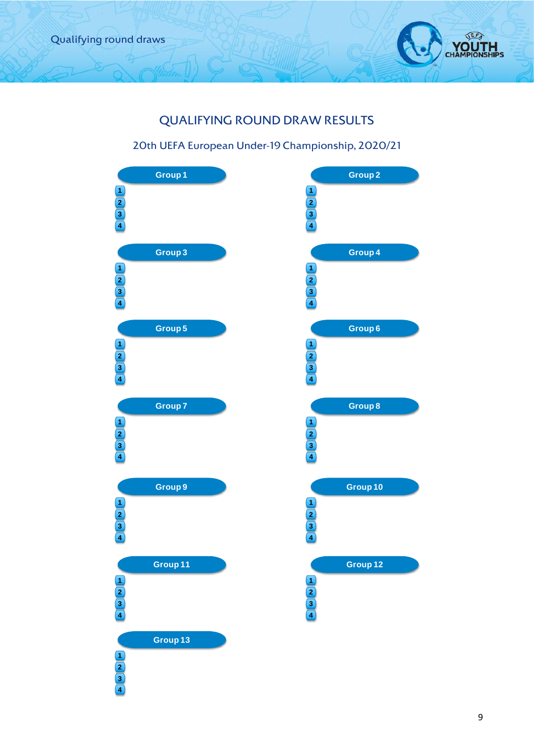# QUALIFYING ROUND DRAW RESULTS

## 20th UEFA European Under-19 Championship, 2020/21

**Group 1**

1
2
3
4

**Group 2**

1
2
3
4

**Group 3**

1
2
3
4

**Group 4**

1
2
3
4

**Group 5**

1
2
3
4

**Group 6**

1
2
3
4

**Group 7**

1
2
3
4

**Group 8**

1
2
3
4

**Group 9**

1
2
3
4

**Group 10**

1
2
3
4

**Group 11**

1
2
3
4

**Group 12**

1
2
3
4

**Group 13**

1
2
3
4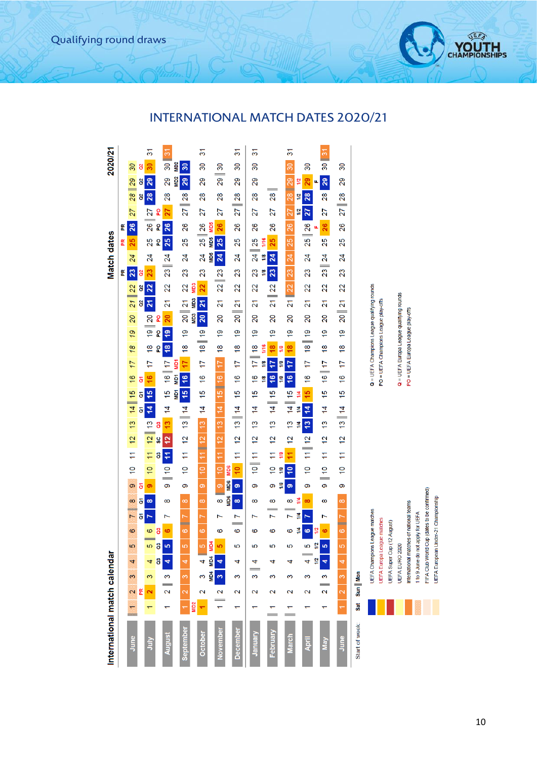# INTERNATIONAL MATCH DATES 2020/21

## International match calendar — Match dates 2020/21

Months: June, July, August, September, October, November, December, January, February, March, April, May, June

Start of week: Sat | Sun | Mon

**Legend (colour key):**

- UEFA Champions League matches
- UEFA Europa League matches
- UEFA Super Cup (12 August)
- UEFA EURO 2020
- International matches of national teams
- 1 to 9 June do not apply for UEFA
- FIFA Club World Cup (dates to be confirmed)
- UEFA European Under-21 Championship

**Abbreviations:**

- Q = UEFA Champions League qualifying rounds
- PO = UEFA Champions League play-offs
- Q = UEFA Europa League qualifying rounds
- PO = UEFA Europa League play-offs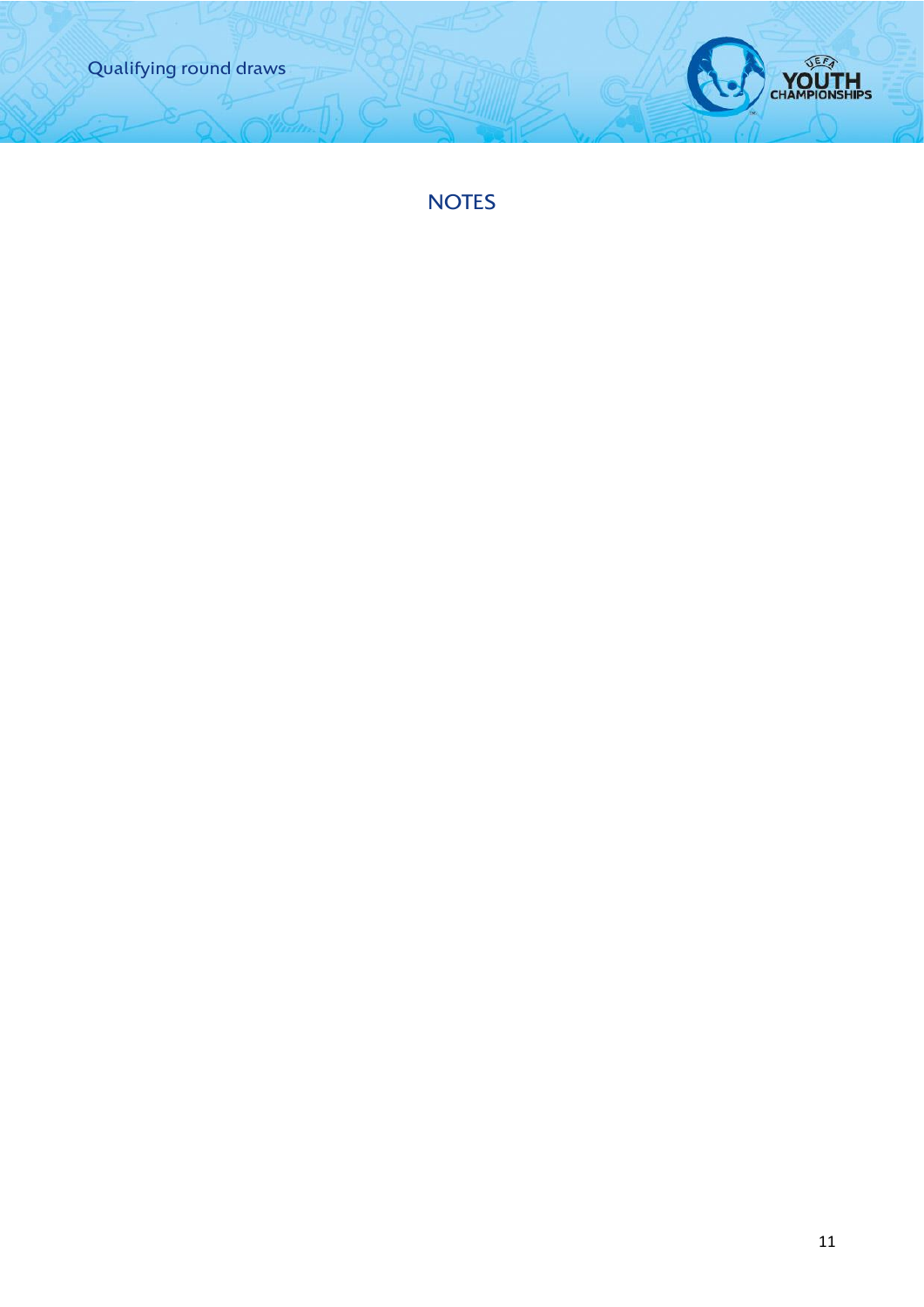# NOTES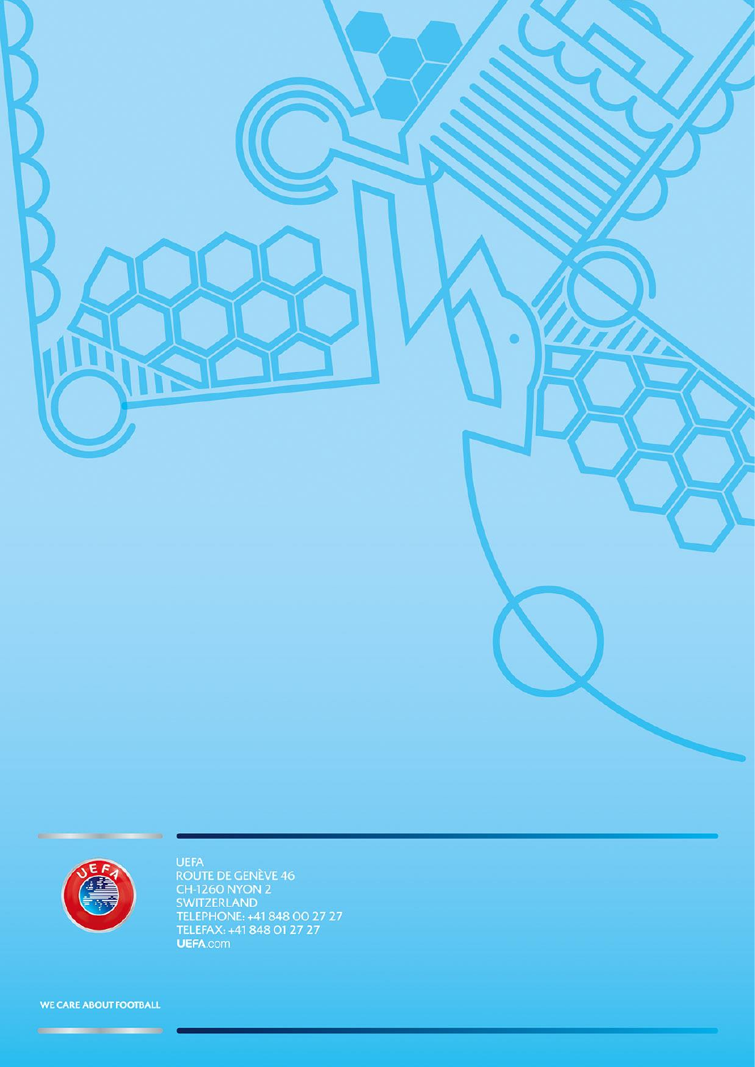UEFA
ROUTE DE GENÈVE 46
CH-1260 NYON 2
SWITZERLAND
TELEPHONE: +41 848 00 27 27
TELEFAX: +41 848 01 27 27
**UEFA**.com

WE CARE ABOUT FOOTBALL